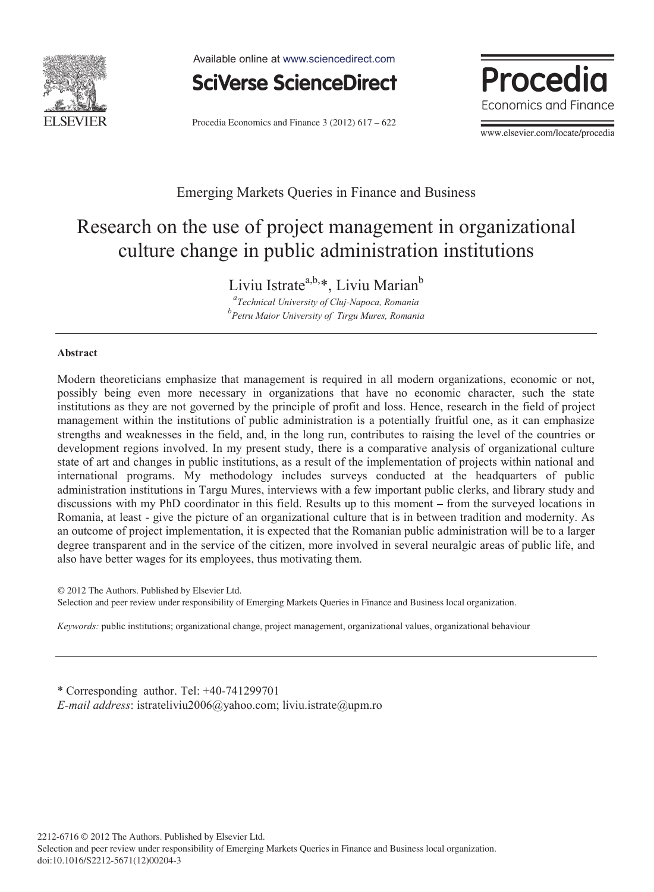Emerging Markets Queries in Finance and Business

# Research on the use of project management in organizational culture change in public administration institutions

Liviu Istrate[a,b,*], Liviu Marian[b]

[a] *Technical University of Cluj-Napoca, Romania*
[b] *Petru Maior University of Tirgu Mures, Romania*

---

**Abstract**

Modern theoreticians emphasize that management is required in all modern organizations, economic or not, possibly being even more necessary in organizations that have no economic character, such the state institutions as they are not governed by the principle of profit and loss. Hence, research in the field of project management within the institutions of public administration is a potentially fruitful one, as it can emphasize strengths and weaknesses in the field, and, in the long run, contributes to raising the level of the countries or development regions involved. In my present study, there is a comparative analysis of organizational culture state of art and changes in public institutions, as a result of the implementation of projects within national and international programs. My methodology includes surveys conducted at the headquarters of public administration institutions in Targu Mures, interviews with a few important public clerks, and library study and discussions with my PhD coordinator in this field. Results up to this moment – from the surveyed locations in Romania, at least - give the picture of an organizational culture that is in between tradition and modernity. As an outcome of project implementation, it is expected that the Romanian public administration will be to a larger degree transparent and in the service of the citizen, more involved in several neuralgic areas of public life, and also have better wages for its employees, thus motivating them.

© 2012 The Authors. Published by Elsevier Ltd.
Selection and peer review under responsibility of Emerging Markets Queries in Finance and Business local organization.

*Keywords:* public institutions; organizational change, project management, organizational values, organizational behaviour

---

\* Corresponding author. Tel: +40-741299701
*E-mail address*: istrateliviu2006@yahoo.com; liviu.istrate@upm.ro

2212-6716 © 2012 The Authors. Published by Elsevier Ltd.
Selection and peer review under responsibility of Emerging Markets Queries in Finance and Business local organization.
doi:10.1016/S2212-5671(12)00204-3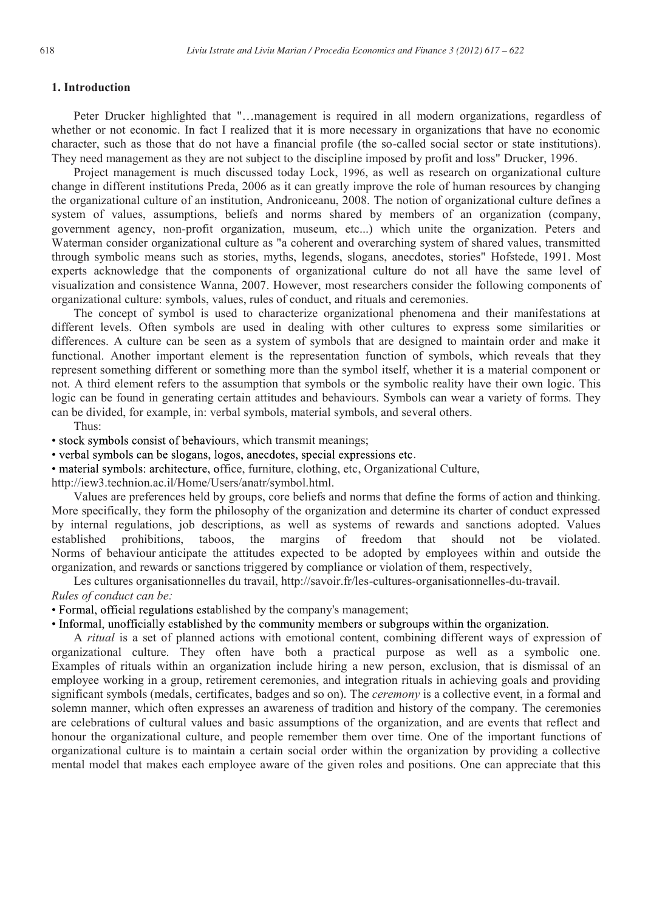## 1. Introduction

Peter Drucker highlighted that "…management is required in all modern organizations, regardless of whether or not economic. In fact I realized that it is more necessary in organizations that have no economic character, such as those that do not have a financial profile (the so-called social sector or state institutions). They need management as they are not subject to the discipline imposed by profit and loss" Drucker, 1996.

Project management is much discussed today Lock, 1996, as well as research on organizational culture change in different institutions Preda, 2006 as it can greatly improve the role of human resources by changing the organizational culture of an institution, Androniceanu, 2008. The notion of organizational culture defines a system of values, assumptions, beliefs and norms shared by members of an organization (company, government agency, non-profit organization, museum, etc...) which unite the organization. Peters and Waterman consider organizational culture as "a coherent and overarching system of shared values, transmitted through symbolic means such as stories, myths, legends, slogans, anecdotes, stories" Hofstede, 1991. Most experts acknowledge that the components of organizational culture do not all have the same level of visualization and consistence Wanna, 2007. However, most researchers consider the following components of organizational culture: symbols, values, rules of conduct, and rituals and ceremonies.

The concept of symbol is used to characterize organizational phenomena and their manifestations at different levels. Often symbols are used in dealing with other cultures to express some similarities or differences. A culture can be seen as a system of symbols that are designed to maintain order and make it functional. Another important element is the representation function of symbols, which reveals that they represent something different or something more than the symbol itself, whether it is a material component or not. A third element refers to the assumption that symbols or the symbolic reality have their own logic. This logic can be found in generating certain attitudes and behaviours. Symbols can wear a variety of forms. They can be divided, for example, in: verbal symbols, material symbols, and several others.

Thus:

- stock symbols consist of behaviours, which transmit meanings;
- verbal symbols can be slogans, logos, anecdotes, special expressions etc.
- material symbols: architecture, office, furniture, clothing, etc, Organizational Culture, http://iew3.technion.ac.il/Home/Users/anatr/symbol.html.

Values are preferences held by groups, core beliefs and norms that define the forms of action and thinking. More specifically, they form the philosophy of the organization and determine its charter of conduct expressed by internal regulations, job descriptions, as well as systems of rewards and sanctions adopted. Values established prohibitions, taboos, the margins of freedom that should not be violated. Norms of behaviour anticipate the attitudes expected to be adopted by employees within and outside the organization, and rewards or sanctions triggered by compliance or violation of them, respectively,

Les cultures organisationnelles du travail, http://savoir.fr/les-cultures-organisationnelles-du-travail.

*Rules of conduct can be:*

- Formal, official regulations established by the company's management;
- Informal, unofficially established by the community members or subgroups within the organization.

A *ritual* is a set of planned actions with emotional content, combining different ways of expression of organizational culture. They often have both a practical purpose as well as a symbolic one. Examples of rituals within an organization include hiring a new person, exclusion, that is dismissal of an employee working in a group, retirement ceremonies, and integration rituals in achieving goals and providing significant symbols (medals, certificates, badges and so on). The *ceremony* is a collective event, in a formal and solemn manner, which often expresses an awareness of tradition and history of the company. The ceremonies are celebrations of cultural values and basic assumptions of the organization, and are events that reflect and honour the organizational culture, and people remember them over time. One of the important functions of organizational culture is to maintain a certain social order within the organization by providing a collective mental model that makes each employee aware of the given roles and positions. One can appreciate that this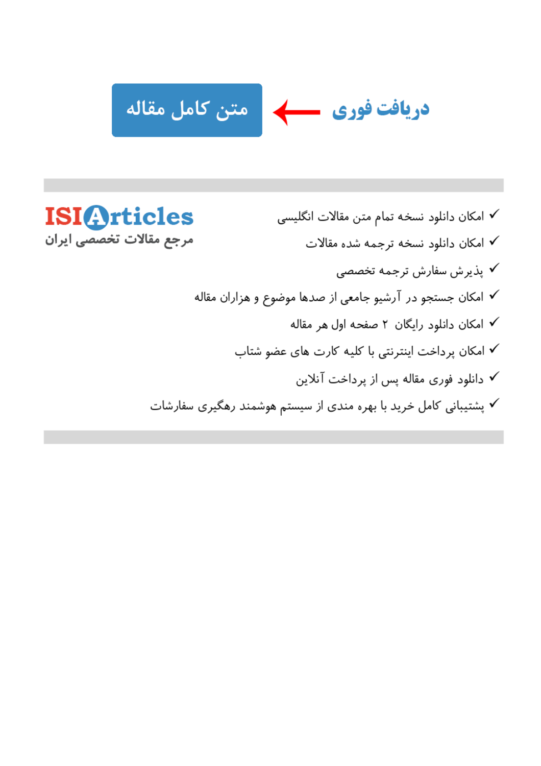دریافت فوری ← **متن کامل مقاله**

**ISIArticles**
مرجع مقالات تخصصی ایران

- ✓ امکان دانلود نسخه تمام متن مقالات انگلیسی
- ✓ امکان دانلود نسخه ترجمه شده مقالات
- ✓ پذیرش سفارش ترجمه تخصصی
- ✓ امکان جستجو در آرشیو جامعی از صدها موضوع و هزاران مقاله
- ✓ امکان دانلود رایگان ۲ صفحه اول هر مقاله
- ✓ امکان پرداخت اینترنتی با کلیه کارت های عضو شتاب
- ✓ دانلود فوری مقاله پس از پرداخت آنلاین
- ✓ پشتیبانی کامل خرید با بهره مندی از سیستم هوشمند رهگیری سفارشات